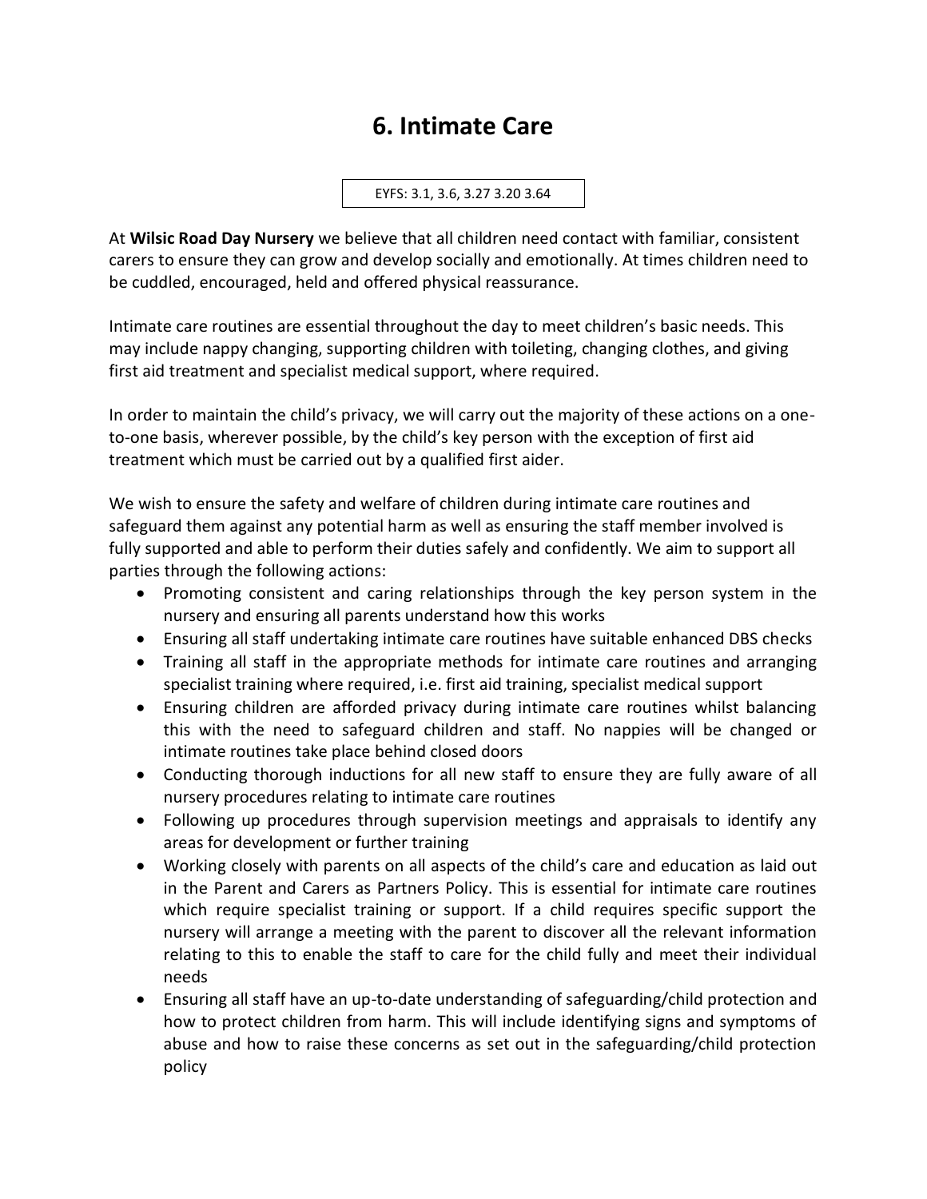# 6. Intimate Care

EYFS: 3.1, 3.6, 3.27 3.20 3.64

At **Wilsic Road Day Nursery** we believe that all children need contact with familiar, consistent carers to ensure they can grow and develop socially and emotionally. At times children need to be cuddled, encouraged, held and offered physical reassurance.

Intimate care routines are essential throughout the day to meet children's basic needs. This may include nappy changing, supporting children with toileting, changing clothes, and giving first aid treatment and specialist medical support, where required.

In order to maintain the child's privacy, we will carry out the majority of these actions on a one-to-one basis, wherever possible, by the child's key person with the exception of first aid treatment which must be carried out by a qualified first aider.

We wish to ensure the safety and welfare of children during intimate care routines and safeguard them against any potential harm as well as ensuring the staff member involved is fully supported and able to perform their duties safely and confidently. We aim to support all parties through the following actions:

- Promoting consistent and caring relationships through the key person system in the nursery and ensuring all parents understand how this works
- Ensuring all staff undertaking intimate care routines have suitable enhanced DBS checks
- Training all staff in the appropriate methods for intimate care routines and arranging specialist training where required, i.e. first aid training, specialist medical support
- Ensuring children are afforded privacy during intimate care routines whilst balancing this with the need to safeguard children and staff. No nappies will be changed or intimate routines take place behind closed doors
- Conducting thorough inductions for all new staff to ensure they are fully aware of all nursery procedures relating to intimate care routines
- Following up procedures through supervision meetings and appraisals to identify any areas for development or further training
- Working closely with parents on all aspects of the child's care and education as laid out in the Parent and Carers as Partners Policy. This is essential for intimate care routines which require specialist training or support. If a child requires specific support the nursery will arrange a meeting with the parent to discover all the relevant information relating to this to enable the staff to care for the child fully and meet their individual needs
- Ensuring all staff have an up-to-date understanding of safeguarding/child protection and how to protect children from harm. This will include identifying signs and symptoms of abuse and how to raise these concerns as set out in the safeguarding/child protection policy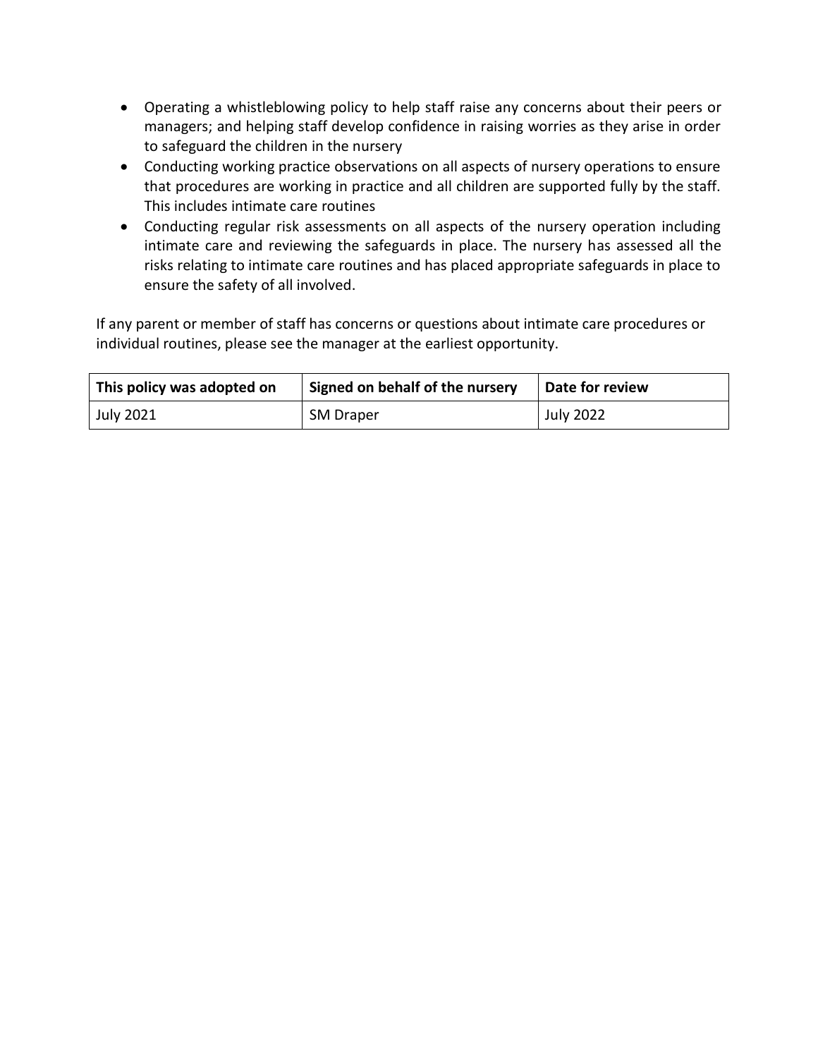- Operating a whistleblowing policy to help staff raise any concerns about their peers or managers; and helping staff develop confidence in raising worries as they arise in order to safeguard the children in the nursery
- Conducting working practice observations on all aspects of nursery operations to ensure that procedures are working in practice and all children are supported fully by the staff. This includes intimate care routines
- Conducting regular risk assessments on all aspects of the nursery operation including intimate care and reviewing the safeguards in place. The nursery has assessed all the risks relating to intimate care routines and has placed appropriate safeguards in place to ensure the safety of all involved.

If any parent or member of staff has concerns or questions about intimate care procedures or individual routines, please see the manager at the earliest opportunity.

| **This policy was adopted on** | **Signed on behalf of the nursery** | **Date for review** |
|---|---|---|
| July 2021 | SM Draper | July 2022 |